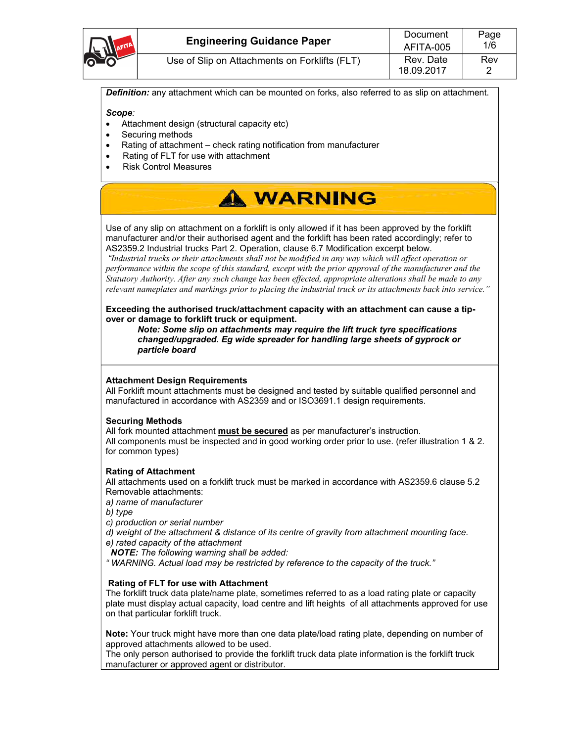| | Engineering Guidance Paper | Document AFITA-005 | Page 1/6 |
|---|---|---|---|
| | Use of Slip on Attachments on Forklifts (FLT) | Rev. Date 18.09.2017 | Rev 2 |

***Definition:*** any attachment which can be mounted on forks, also referred to as slip on attachment.

***Scope****:*

- Attachment design (structural capacity etc)
- Securing methods
- Rating of attachment – check rating notification from manufacturer
- Rating of FLT for use with attachment
- Risk Control Measures

## ⚠ WARNING

Use of any slip on attachment on a forklift is only allowed if it has been approved by the forklift manufacturer and/or their authorised agent and the forklift has been rated accordingly; refer to AS2359.2 Industrial trucks Part 2. Operation, clause 6.7 Modification excerpt below.

*"Industrial trucks or their attachments shall not be modified in any way which will affect operation or performance within the scope of this standard, except with the prior approval of the manufacturer and the Statutory Authority. After any such change has been effected, appropriate alterations shall be made to any relevant nameplates and markings prior to placing the industrial truck or its attachments back into service."*

**Exceeding the authorised truck/attachment capacity with an attachment can cause a tip-over or damage to forklift truck or equipment.**

***Note: Some slip on attachments may require the lift truck tyre specifications changed/upgraded. Eg wide spreader for handling large sheets of gyprock or particle board***

**Attachment Design Requirements**

All Forklift mount attachments must be designed and tested by suitable qualified personnel and manufactured in accordance with AS2359 and or ISO3691.1 design requirements.

**Securing Methods**

All fork mounted attachment **must be secured** as per manufacturer's instruction.
All components must be inspected and in good working order prior to use. (refer illustration 1 & 2. for common types)

**Rating of Attachment**

All attachments used on a forklift truck must be marked in accordance with AS2359.6 clause 5.2 Removable attachments:

*a) name of manufacturer*
*b) type*
*c) production or serial number*
*d) weight of the attachment & distance of its centre of gravity from attachment mounting face.*
*e) rated capacity of the attachment*
***NOTE:*** *The following warning shall be added:*
*" WARNING. Actual load may be restricted by reference to the capacity of the truck."*

**Rating of FLT for use with Attachment**

The forklift truck data plate/name plate, sometimes referred to as a load rating plate or capacity plate must display actual capacity, load centre and lift heights of all attachments approved for use on that particular forklift truck.

**Note:** Your truck might have more than one data plate/load rating plate, depending on number of approved attachments allowed to be used.
The only person authorised to provide the forklift truck data plate information is the forklift truck manufacturer or approved agent or distributor.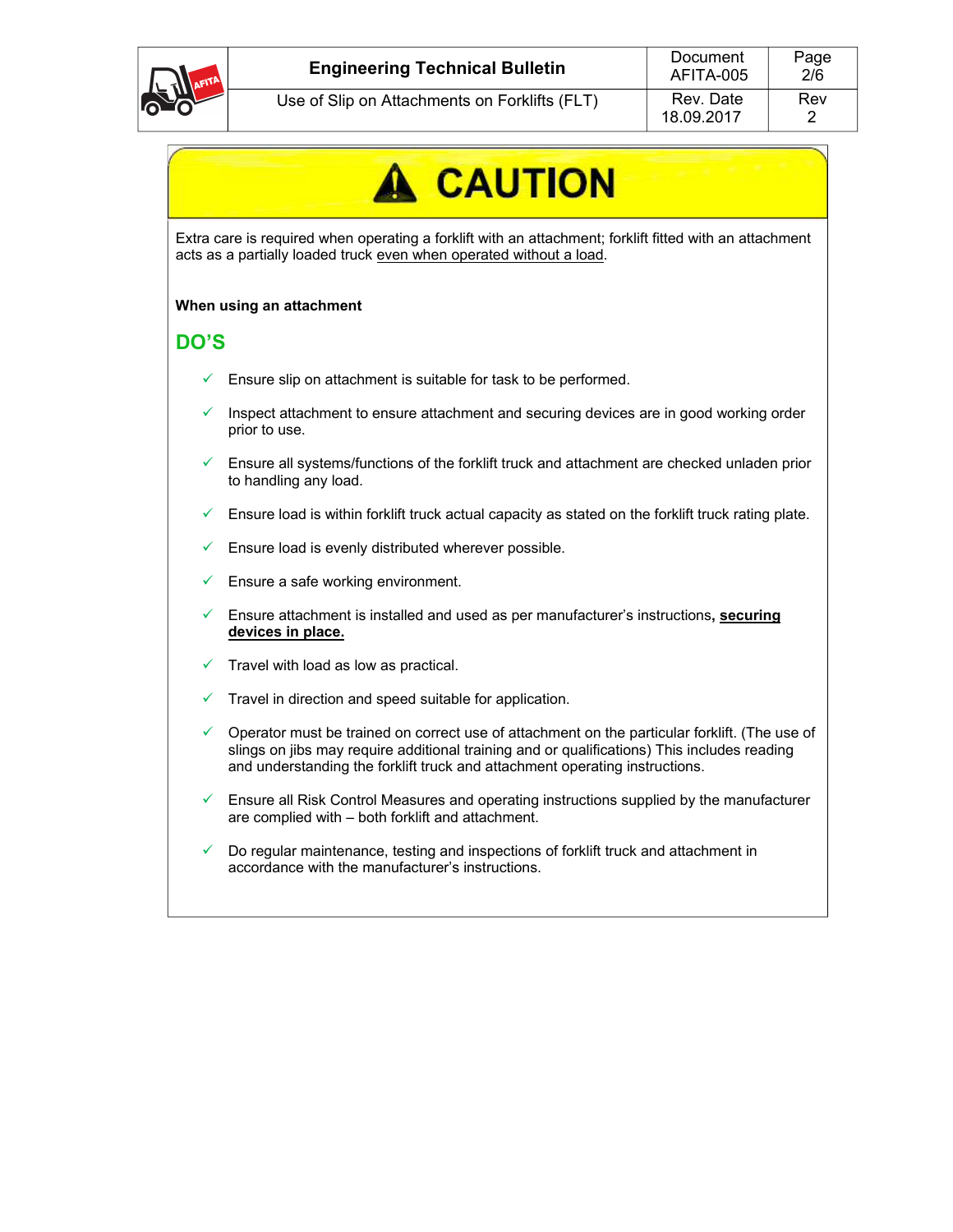# CAUTION

Extra care is required when operating a forklift with an attachment; forklift fitted with an attachment acts as a partially loaded truck <u>even when operated without a load</u>.

**When using an attachment**

## DO'S

- ✓ Ensure slip on attachment is suitable for task to be performed.
- ✓ Inspect attachment to ensure attachment and securing devices are in good working order prior to use.
- ✓ Ensure all systems/functions of the forklift truck and attachment are checked unladen prior to handling any load.
- ✓ Ensure load is within forklift truck actual capacity as stated on the forklift truck rating plate.
- ✓ Ensure load is evenly distributed wherever possible.
- ✓ Ensure a safe working environment.
- ✓ Ensure attachment is installed and used as per manufacturer's instructions, **<u>securing devices in place.</u>**
- ✓ Travel with load as low as practical.
- ✓ Travel in direction and speed suitable for application.
- ✓ Operator must be trained on correct use of attachment on the particular forklift. (The use of slings on jibs may require additional training and or qualifications) This includes reading and understanding the forklift truck and attachment operating instructions.
- ✓ Ensure all Risk Control Measures and operating instructions supplied by the manufacturer are complied with – both forklift and attachment.
- ✓ Do regular maintenance, testing and inspections of forklift truck and attachment in accordance with the manufacturer's instructions.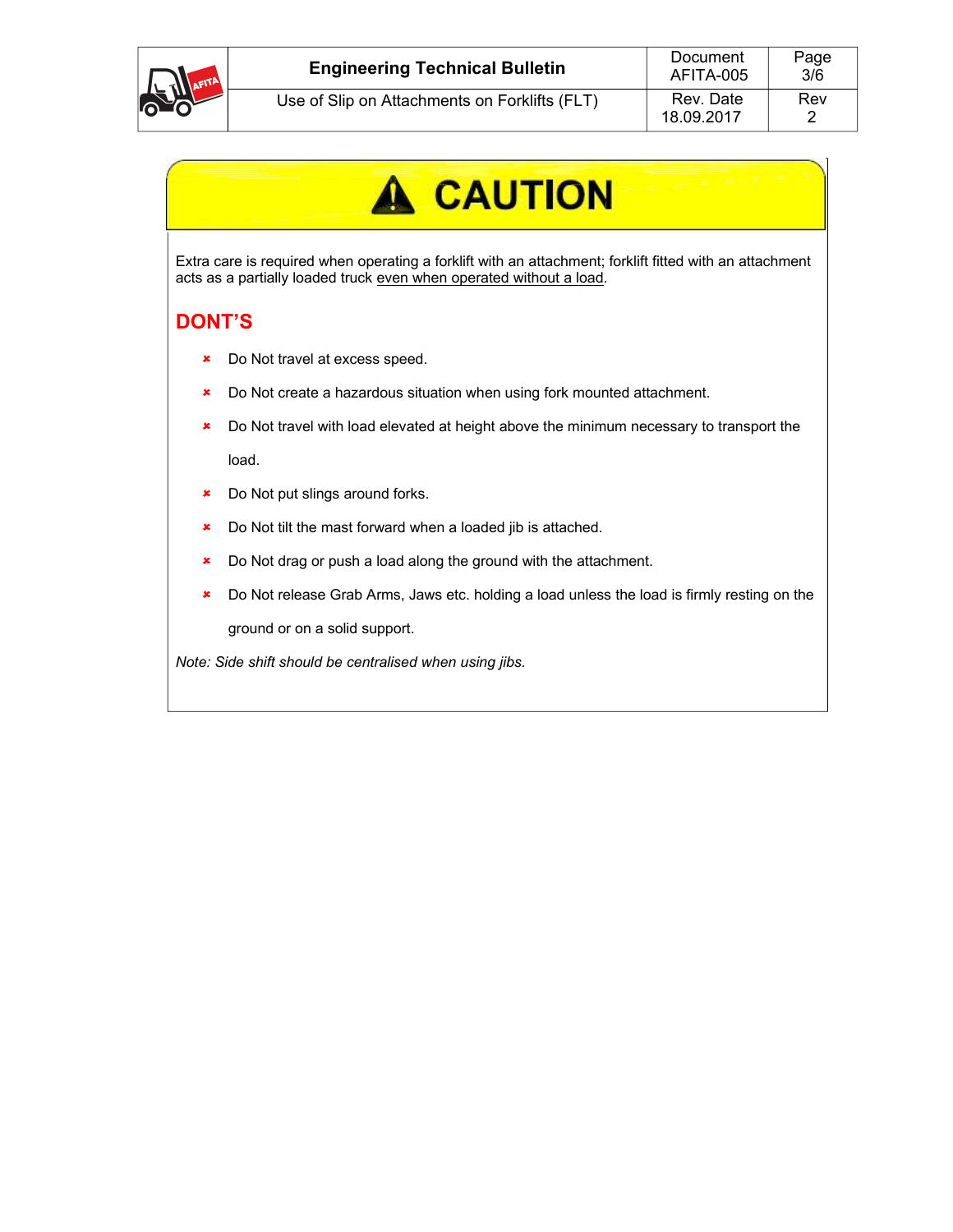## ⚠ CAUTION

Extra care is required when operating a forklift with an attachment; forklift fitted with an attachment acts as a partially loaded truck even when operated without a load.

## DONT'S

- Do Not travel at excess speed.
- Do Not create a hazardous situation when using fork mounted attachment.
- Do Not travel with load elevated at height above the minimum necessary to transport the load.
- Do Not put slings around forks.
- Do Not tilt the mast forward when a loaded jib is attached.
- Do Not drag or push a load along the ground with the attachment.
- Do Not release Grab Arms, Jaws etc. holding a load unless the load is firmly resting on the ground or on a solid support.

*Note: Side shift should be centralised when using jibs.*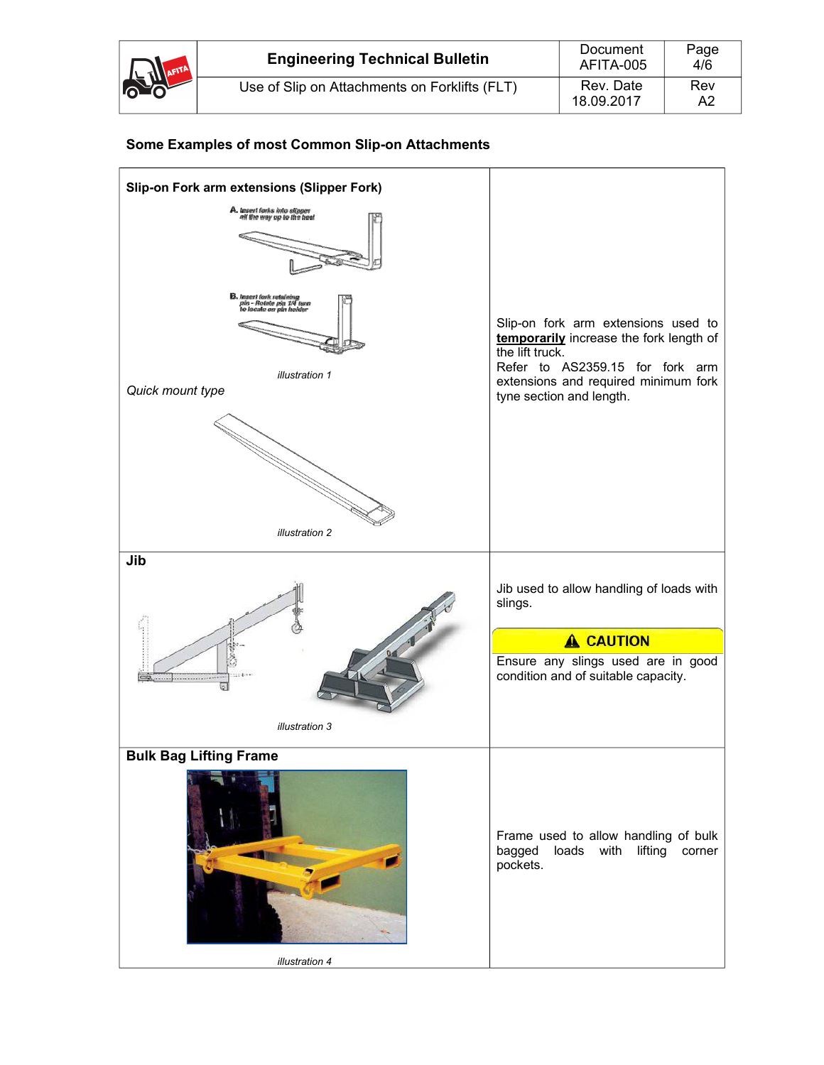## Some Examples of most Common Slip-on Attachments

| | |
|---|---|
| **Slip-on Fork arm extensions (Slipper Fork)**<br>A. Insert forks into slipper all the way up to the heel<br>B. Insert fork retaining pin - Rotate pin 1/4 turn to locate on pin holder<br>*illustration 1*<br>*Quick mount type*<br>*illustration 2* | Slip-on fork arm extensions used to **<u>temporarily</u>** increase the fork length of the lift truck.<br>Refer to AS2359.15 for fork arm extensions and required minimum fork tyne section and length. |
| **Jib**<br>*illustration 3* | Jib used to allow handling of loads with slings.<br>**⚠ CAUTION**<br>Ensure any slings used are in good condition and of suitable capacity. |
| **Bulk Bag Lifting Frame**<br>*illustration 4* | Frame used to allow handling of bulk bagged loads with lifting corner pockets. |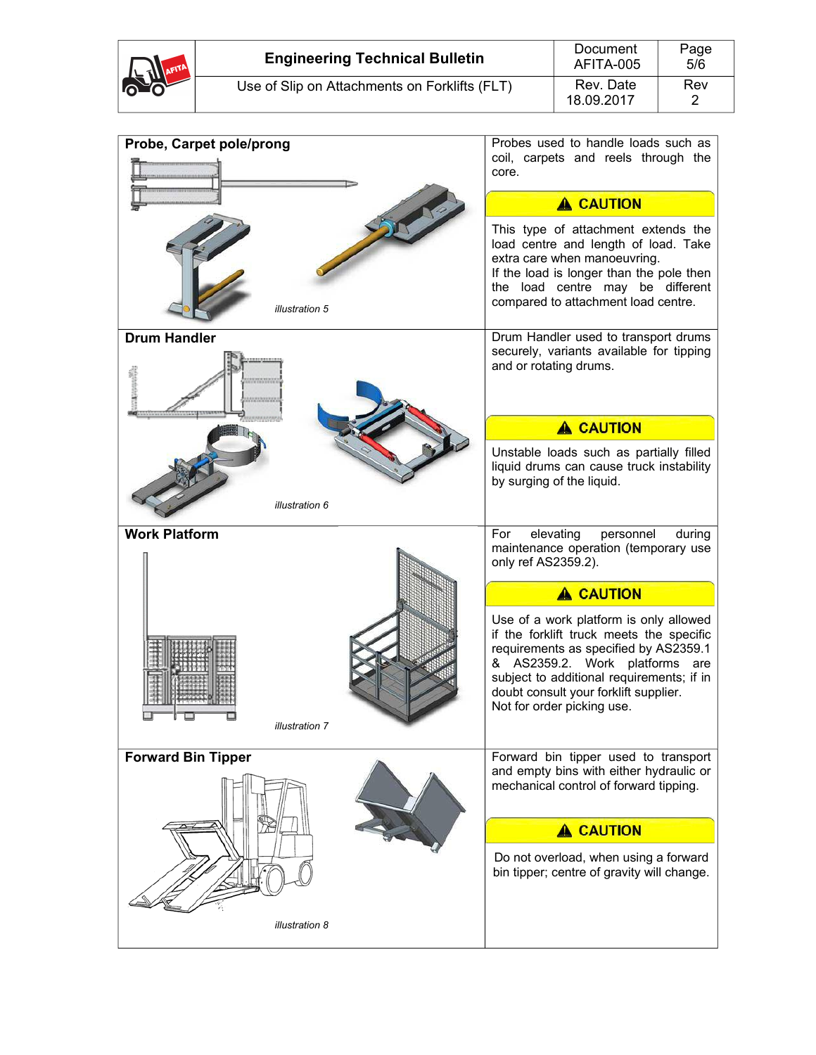| | |
|---|---|
| **Probe, Carpet pole/prong**<br><br>*illustration 5* | Probes used to handle loads such as coil, carpets and reels through the core.<br><br>**⚠ CAUTION**<br><br>This type of attachment extends the load centre and length of load. Take extra care when manoeuvring.<br>If the load is longer than the pole then the load centre may be different compared to attachment load centre. |
| **Drum Handler**<br><br>*illustration 6* | Drum Handler used to transport drums securely, variants available for tipping and or rotating drums.<br><br>**⚠ CAUTION**<br><br>Unstable loads such as partially filled liquid drums can cause truck instability by surging of the liquid. |
| **Work Platform**<br><br>*illustration 7* | For elevating personnel during maintenance operation (temporary use only ref AS2359.2).<br><br>**⚠ CAUTION**<br><br>Use of a work platform is only allowed if the forklift truck meets the specific requirements as specified by AS2359.1 & AS2359.2. Work platforms are subject to additional requirements; if in doubt consult your forklift supplier.<br>Not for order picking use. |
| **Forward Bin Tipper**<br><br>*illustration 8* | Forward bin tipper used to transport and empty bins with either hydraulic or mechanical control of forward tipping.<br><br>**⚠ CAUTION**<br><br>Do not overload, when using a forward bin tipper; centre of gravity will change. |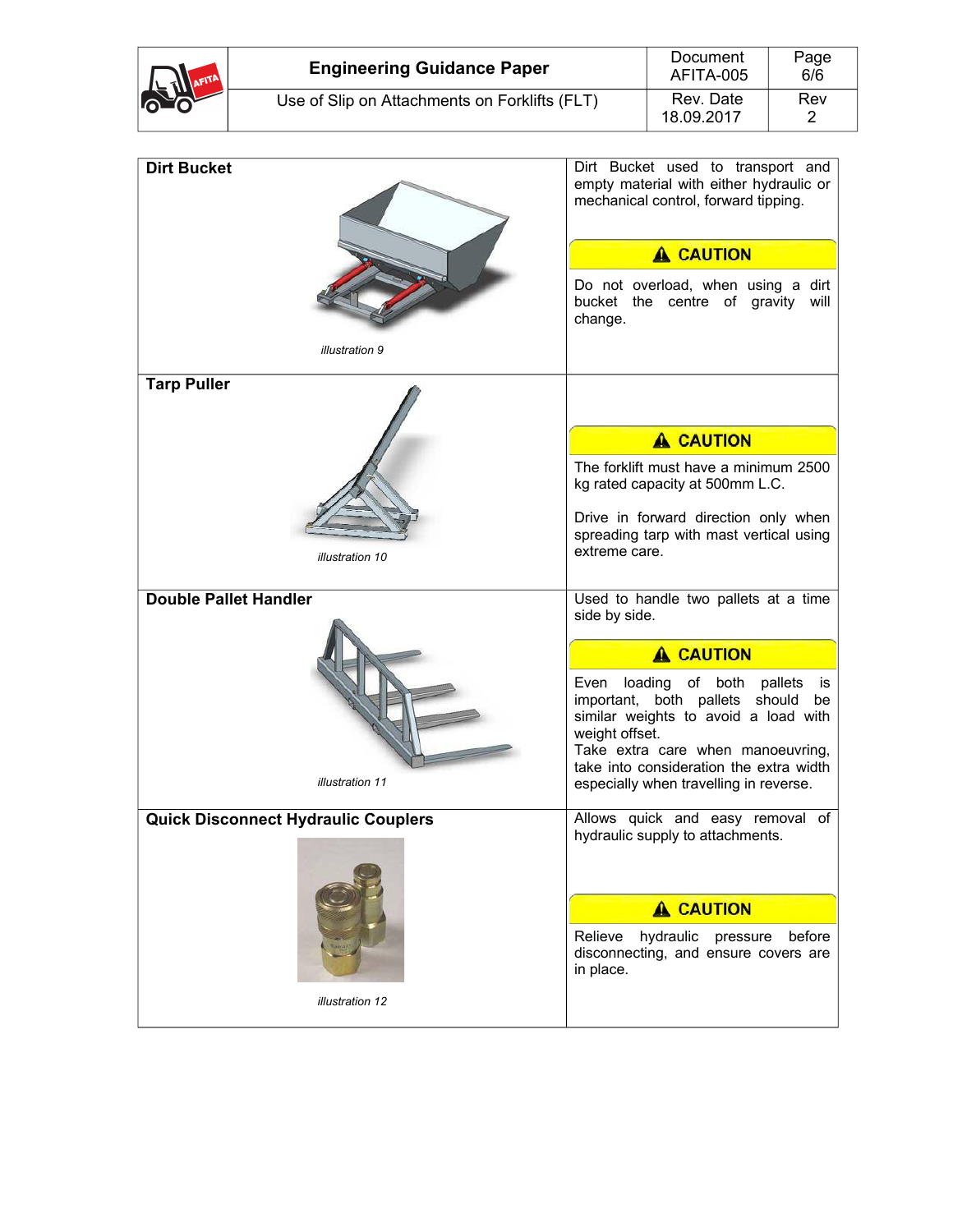| | |
|---|---|
| **Dirt Bucket**<br><br>*illustration 9* | Dirt Bucket used to transport and empty material with either hydraulic or mechanical control, forward tipping.<br><br>**⚠ CAUTION**<br><br>Do not overload, when using a dirt bucket the centre of gravity will change. |
| **Tarp Puller**<br><br>*illustration 10* | **⚠ CAUTION**<br><br>The forklift must have a minimum 2500 kg rated capacity at 500mm L.C.<br><br>Drive in forward direction only when spreading tarp with mast vertical using extreme care. |
| **Double Pallet Handler**<br><br>*illustration 11* | Used to handle two pallets at a time side by side.<br><br>**⚠ CAUTION**<br><br>Even loading of both pallets is important, both pallets should be similar weights to avoid a load with weight offset.<br>Take extra care when manoeuvring, take into consideration the extra width especially when travelling in reverse. |
| **Quick Disconnect Hydraulic Couplers**<br><br>*illustration 12* | Allows quick and easy removal of hydraulic supply to attachments.<br><br>**⚠ CAUTION**<br><br>Relieve hydraulic pressure before disconnecting, and ensure covers are in place. |